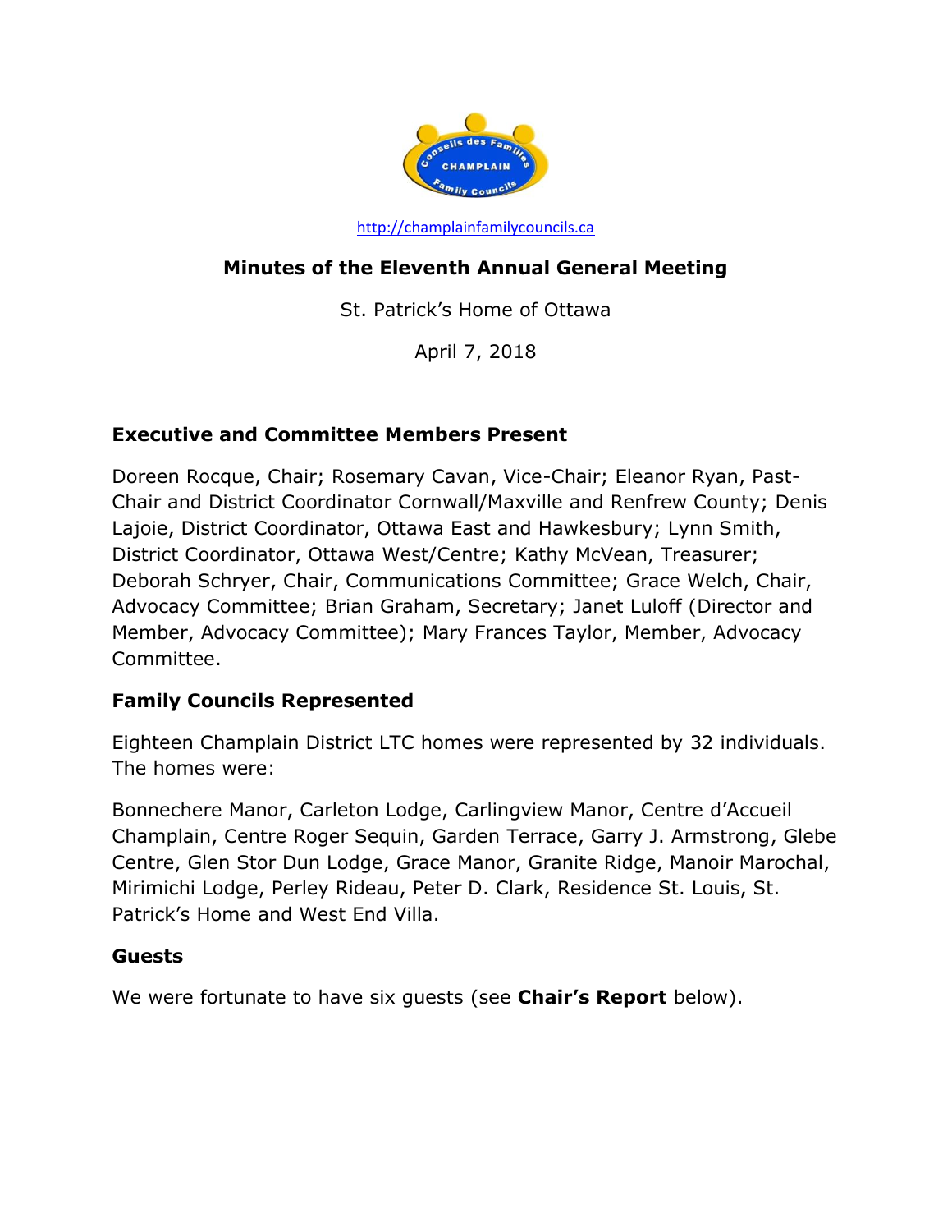http://champlainfamilycouncils.ca

# Minutes of the Eleventh Annual General Meeting

St. Patrick's Home of Ottawa

April 7, 2018

## Executive and Committee Members Present

Doreen Rocque, Chair; Rosemary Cavan, Vice-Chair; Eleanor Ryan, Past-Chair and District Coordinator Cornwall/Maxville and Renfrew County; Denis Lajoie, District Coordinator, Ottawa East and Hawkesbury; Lynn Smith, District Coordinator, Ottawa West/Centre; Kathy McVean, Treasurer; Deborah Schryer, Chair, Communications Committee; Grace Welch, Chair, Advocacy Committee; Brian Graham, Secretary; Janet Luloff (Director and Member, Advocacy Committee); Mary Frances Taylor, Member, Advocacy Committee.

## Family Councils Represented

Eighteen Champlain District LTC homes were represented by 32 individuals. The homes were:

Bonnechere Manor, Carleton Lodge, Carlingview Manor, Centre d'Accueil Champlain, Centre Roger Sequin, Garden Terrace, Garry J. Armstrong, Glebe Centre, Glen Stor Dun Lodge, Grace Manor, Granite Ridge, Manoir Marochal, Mirimichi Lodge, Perley Rideau, Peter D. Clark, Residence St. Louis, St. Patrick's Home and West End Villa.

## Guests

We were fortunate to have six guests (see **Chair's Report** below).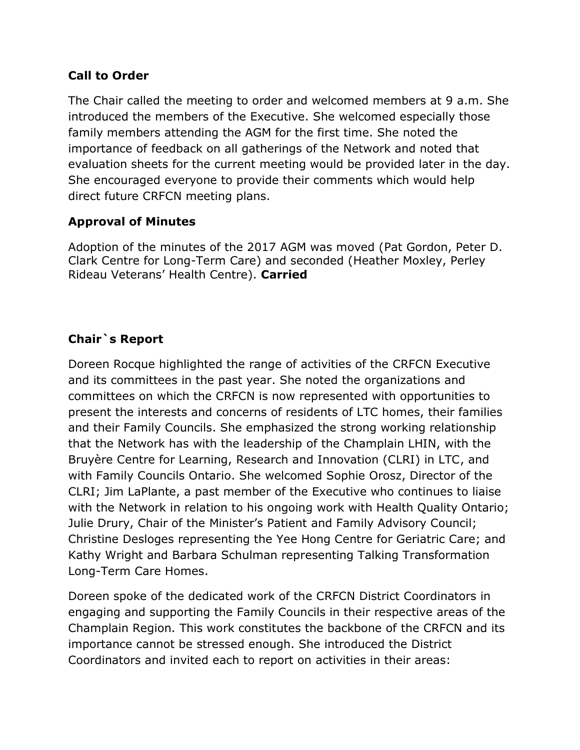**Call to Order**

The Chair called the meeting to order and welcomed members at 9 a.m. She introduced the members of the Executive. She welcomed especially those family members attending the AGM for the first time. She noted the importance of feedback on all gatherings of the Network and noted that evaluation sheets for the current meeting would be provided later in the day. She encouraged everyone to provide their comments which would help direct future CRFCN meeting plans.

**Approval of Minutes**

Adoption of the minutes of the 2017 AGM was moved (Pat Gordon, Peter D. Clark Centre for Long-Term Care) and seconded (Heather Moxley, Perley Rideau Veterans' Health Centre). **Carried**

**Chair`s Report**

Doreen Rocque highlighted the range of activities of the CRFCN Executive and its committees in the past year. She noted the organizations and committees on which the CRFCN is now represented with opportunities to present the interests and concerns of residents of LTC homes, their families and their Family Councils. She emphasized the strong working relationship that the Network has with the leadership of the Champlain LHIN, with the Bruyère Centre for Learning, Research and Innovation (CLRI) in LTC, and with Family Councils Ontario. She welcomed Sophie Orosz, Director of the CLRI; Jim LaPlante, a past member of the Executive who continues to liaise with the Network in relation to his ongoing work with Health Quality Ontario; Julie Drury, Chair of the Minister's Patient and Family Advisory Council; Christine Desloges representing the Yee Hong Centre for Geriatric Care; and Kathy Wright and Barbara Schulman representing Talking Transformation Long-Term Care Homes.

Doreen spoke of the dedicated work of the CRFCN District Coordinators in engaging and supporting the Family Councils in their respective areas of the Champlain Region. This work constitutes the backbone of the CRFCN and its importance cannot be stressed enough. She introduced the District Coordinators and invited each to report on activities in their areas: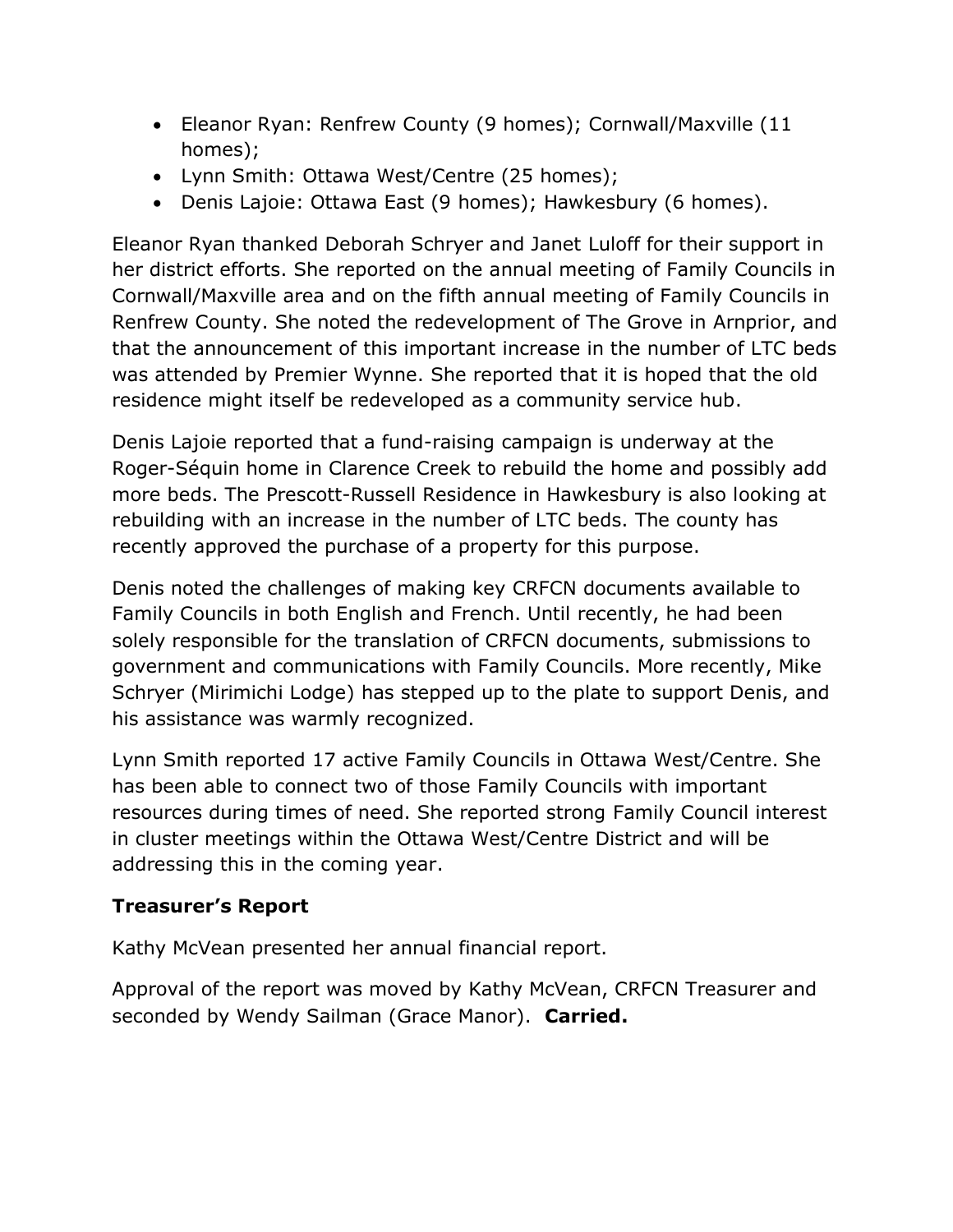- Eleanor Ryan: Renfrew County (9 homes); Cornwall/Maxville (11 homes);
- Lynn Smith: Ottawa West/Centre (25 homes);
- Denis Lajoie: Ottawa East (9 homes); Hawkesbury (6 homes).

Eleanor Ryan thanked Deborah Schryer and Janet Luloff for their support in her district efforts. She reported on the annual meeting of Family Councils in Cornwall/Maxville area and on the fifth annual meeting of Family Councils in Renfrew County. She noted the redevelopment of The Grove in Arnprior, and that the announcement of this important increase in the number of LTC beds was attended by Premier Wynne. She reported that it is hoped that the old residence might itself be redeveloped as a community service hub.

Denis Lajoie reported that a fund-raising campaign is underway at the Roger-Séquin home in Clarence Creek to rebuild the home and possibly add more beds. The Prescott-Russell Residence in Hawkesbury is also looking at rebuilding with an increase in the number of LTC beds. The county has recently approved the purchase of a property for this purpose.

Denis noted the challenges of making key CRFCN documents available to Family Councils in both English and French. Until recently, he had been solely responsible for the translation of CRFCN documents, submissions to government and communications with Family Councils. More recently, Mike Schryer (Mirimichi Lodge) has stepped up to the plate to support Denis, and his assistance was warmly recognized.

Lynn Smith reported 17 active Family Councils in Ottawa West/Centre. She has been able to connect two of those Family Councils with important resources during times of need. She reported strong Family Council interest in cluster meetings within the Ottawa West/Centre District and will be addressing this in the coming year.

**Treasurer's Report**

Kathy McVean presented her annual financial report.

Approval of the report was moved by Kathy McVean, CRFCN Treasurer and seconded by Wendy Sailman (Grace Manor). **Carried.**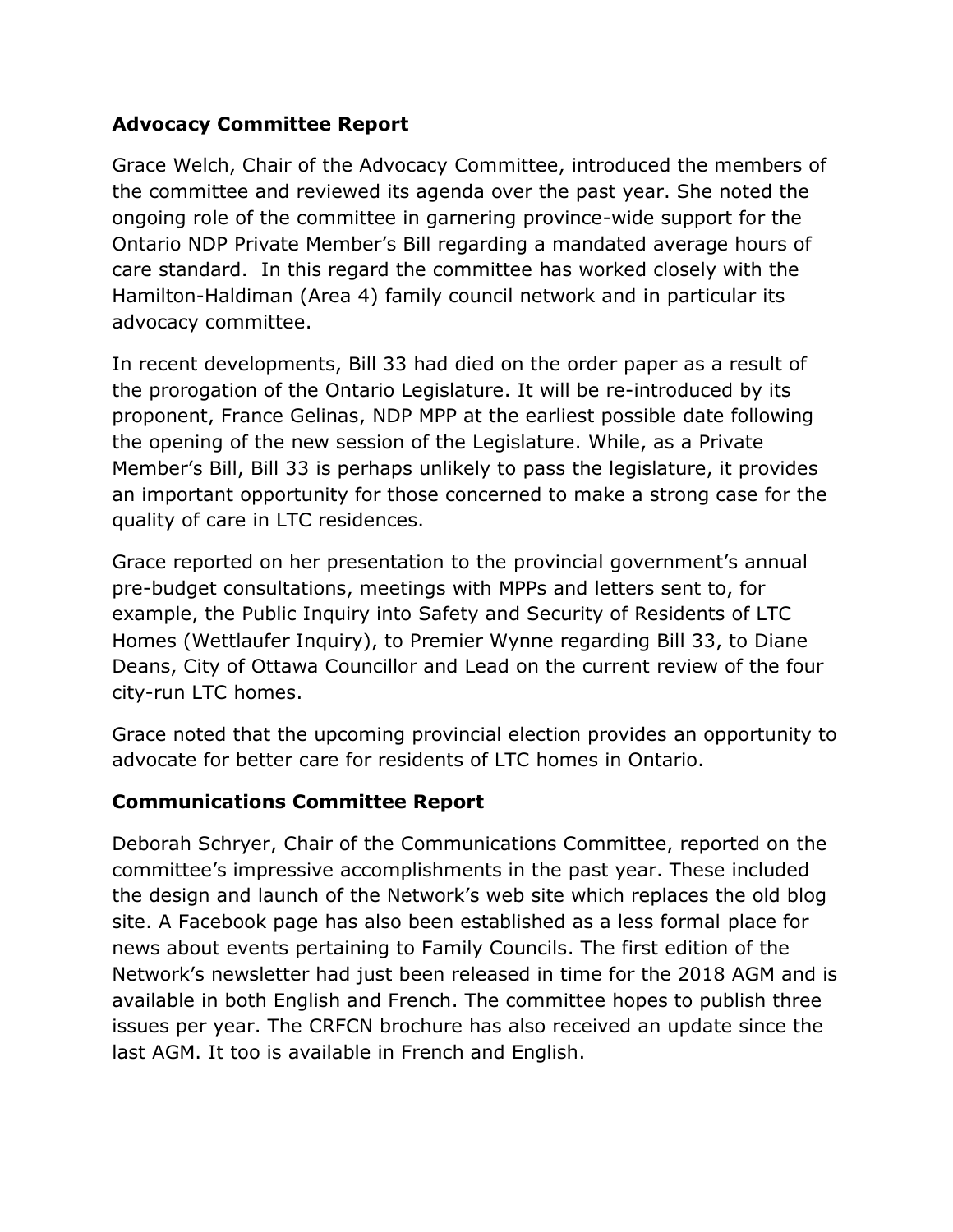**Advocacy Committee Report**

Grace Welch, Chair of the Advocacy Committee, introduced the members of the committee and reviewed its agenda over the past year. She noted the ongoing role of the committee in garnering province-wide support for the Ontario NDP Private Member's Bill regarding a mandated average hours of care standard. In this regard the committee has worked closely with the Hamilton-Haldiman (Area 4) family council network and in particular its advocacy committee.

In recent developments, Bill 33 had died on the order paper as a result of the prorogation of the Ontario Legislature. It will be re-introduced by its proponent, France Gelinas, NDP MPP at the earliest possible date following the opening of the new session of the Legislature. While, as a Private Member's Bill, Bill 33 is perhaps unlikely to pass the legislature, it provides an important opportunity for those concerned to make a strong case for the quality of care in LTC residences.

Grace reported on her presentation to the provincial government's annual pre-budget consultations, meetings with MPPs and letters sent to, for example, the Public Inquiry into Safety and Security of Residents of LTC Homes (Wettlaufer Inquiry), to Premier Wynne regarding Bill 33, to Diane Deans, City of Ottawa Councillor and Lead on the current review of the four city-run LTC homes.

Grace noted that the upcoming provincial election provides an opportunity to advocate for better care for residents of LTC homes in Ontario.

**Communications Committee Report**

Deborah Schryer, Chair of the Communications Committee, reported on the committee's impressive accomplishments in the past year. These included the design and launch of the Network's web site which replaces the old blog site. A Facebook page has also been established as a less formal place for news about events pertaining to Family Councils. The first edition of the Network's newsletter had just been released in time for the 2018 AGM and is available in both English and French. The committee hopes to publish three issues per year. The CRFCN brochure has also received an update since the last AGM. It too is available in French and English.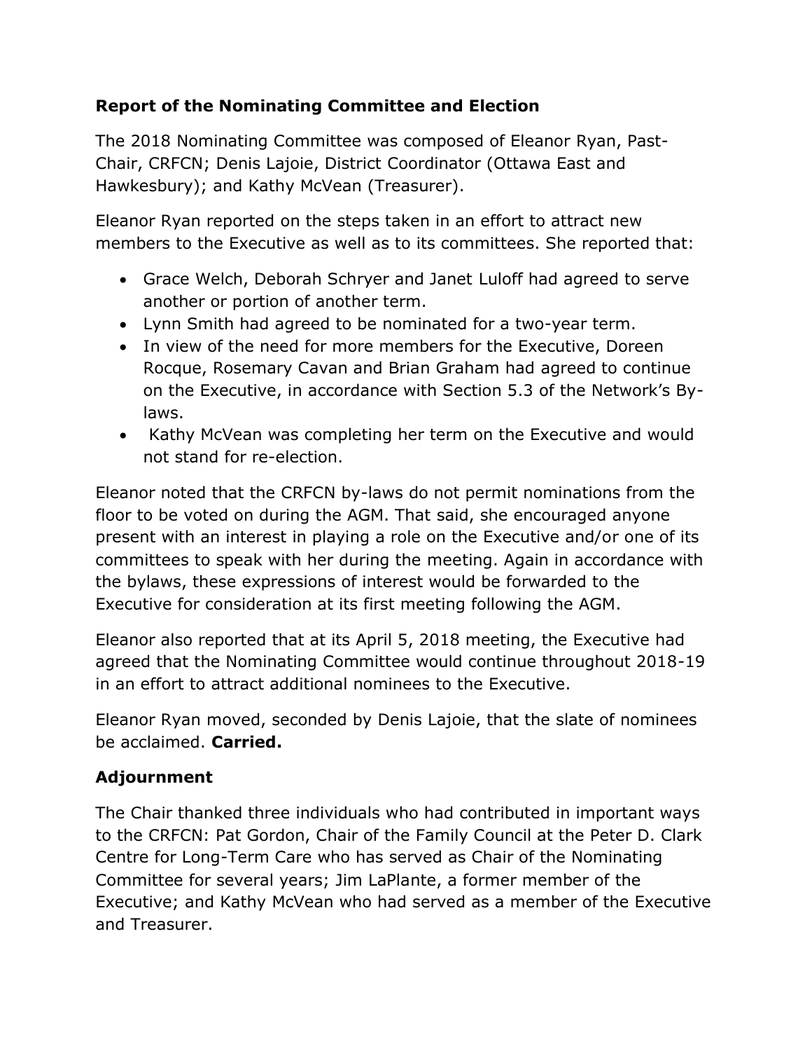### Report of the Nominating Committee and Election

The 2018 Nominating Committee was composed of Eleanor Ryan, Past-Chair, CRFCN; Denis Lajoie, District Coordinator (Ottawa East and Hawkesbury); and Kathy McVean (Treasurer).

Eleanor Ryan reported on the steps taken in an effort to attract new members to the Executive as well as to its committees. She reported that:

- Grace Welch, Deborah Schryer and Janet Luloff had agreed to serve another or portion of another term.
- Lynn Smith had agreed to be nominated for a two-year term.
- In view of the need for more members for the Executive, Doreen Rocque, Rosemary Cavan and Brian Graham had agreed to continue on the Executive, in accordance with Section 5.3 of the Network's By-laws.
- Kathy McVean was completing her term on the Executive and would not stand for re-election.

Eleanor noted that the CRFCN by-laws do not permit nominations from the floor to be voted on during the AGM. That said, she encouraged anyone present with an interest in playing a role on the Executive and/or one of its committees to speak with her during the meeting. Again in accordance with the bylaws, these expressions of interest would be forwarded to the Executive for consideration at its first meeting following the AGM.

Eleanor also reported that at its April 5, 2018 meeting, the Executive had agreed that the Nominating Committee would continue throughout 2018-19 in an effort to attract additional nominees to the Executive.

Eleanor Ryan moved, seconded by Denis Lajoie, that the slate of nominees be acclaimed. **Carried.**

### Adjournment

The Chair thanked three individuals who had contributed in important ways to the CRFCN: Pat Gordon, Chair of the Family Council at the Peter D. Clark Centre for Long-Term Care who has served as Chair of the Nominating Committee for several years; Jim LaPlante, a former member of the Executive; and Kathy McVean who had served as a member of the Executive and Treasurer.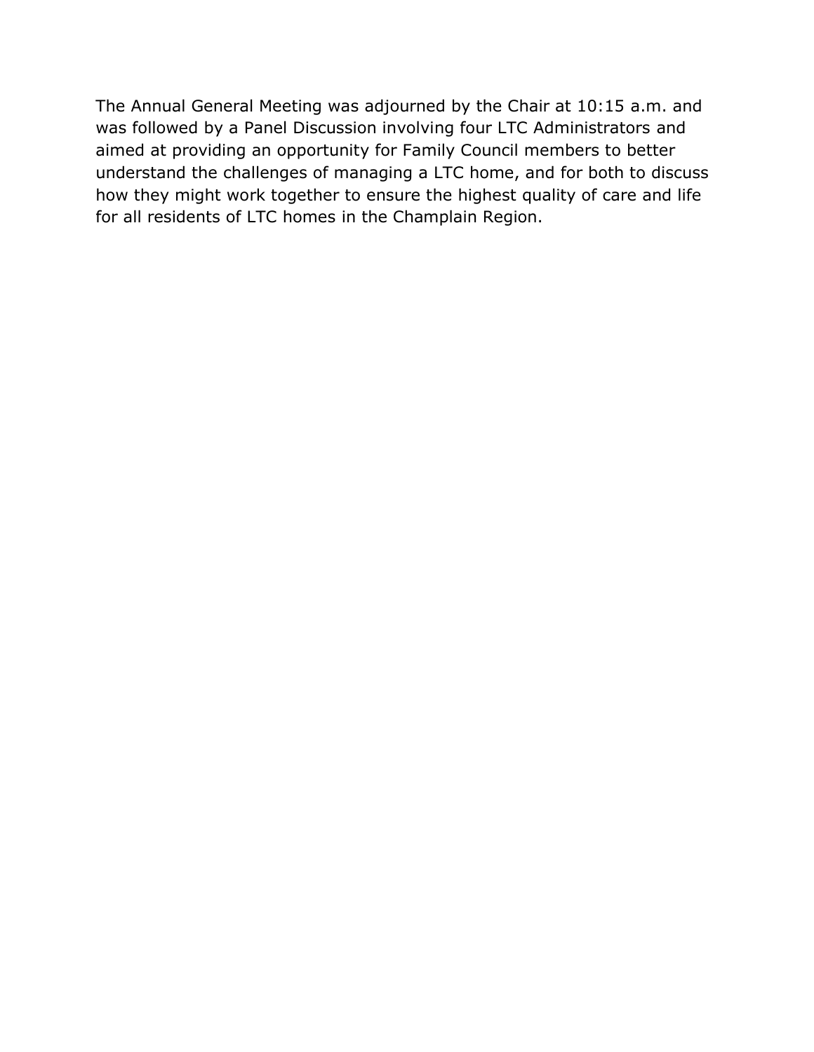The Annual General Meeting was adjourned by the Chair at 10:15 a.m. and was followed by a Panel Discussion involving four LTC Administrators and aimed at providing an opportunity for Family Council members to better understand the challenges of managing a LTC home, and for both to discuss how they might work together to ensure the highest quality of care and life for all residents of LTC homes in the Champlain Region.